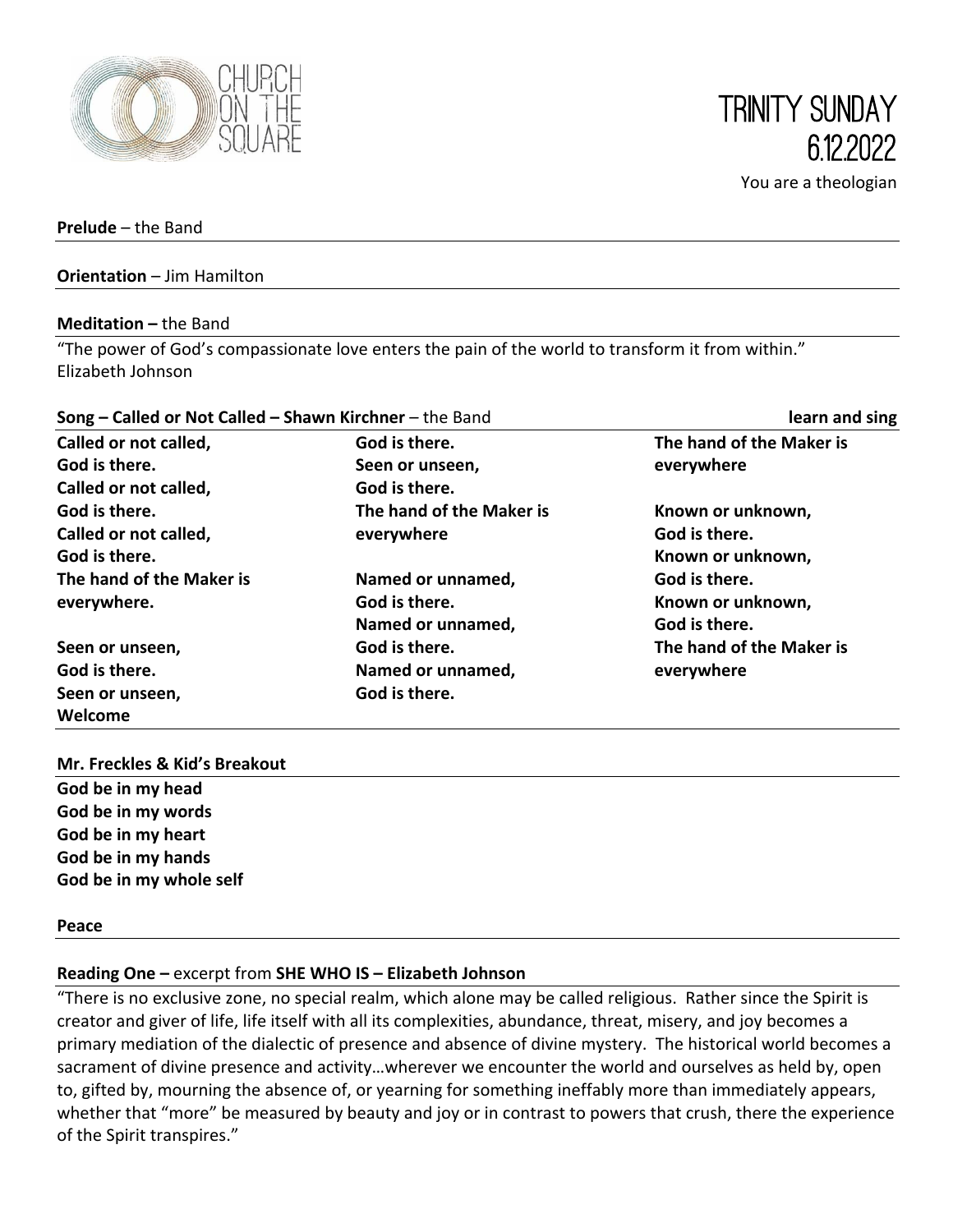CHURCH ON THE SQUARE

# TRINITY SUNDAY 6.12.2022

You are a theologian

**Prelude** – the Band

**Orientation** – Jim Hamilton

**Meditation –** the Band

"The power of God's compassionate love enters the pain of the world to transform it from within." Elizabeth Johnson

**Song – Called or Not Called – Shawn Kirchner** – the Band **learn and sing**

**Called or not called,**
**God is there.**
**Called or not called,**
**God is there.**
**Called or not called,**
**God is there.**
**The hand of the Maker is everywhere.**

**Seen or unseen,**
**God is there.**
**Seen or unseen,**
**God is there.**
**Seen or unseen,**
**God is there.**
**The hand of the Maker is everywhere**

**Named or unnamed,**
**God is there.**
**Named or unnamed,**
**God is there.**
**Named or unnamed,**
**God is there.**
**The hand of the Maker is everywhere**

**Known or unknown,**
**God is there.**
**Known or unknown,**
**God is there.**
**Known or unknown,**
**God is there.**
**The hand of the Maker is everywhere**

**Welcome**

**Mr. Freckles & Kid's Breakout**

**God be in my head**
**God be in my words**
**God be in my heart**
**God be in my hands**
**God be in my whole self**

**Peace**

**Reading One –** excerpt from **SHE WHO IS – Elizabeth Johnson**

"There is no exclusive zone, no special realm, which alone may be called religious. Rather since the Spirit is creator and giver of life, life itself with all its complexities, abundance, threat, misery, and joy becomes a primary mediation of the dialectic of presence and absence of divine mystery. The historical world becomes a sacrament of divine presence and activity…wherever we encounter the world and ourselves as held by, open to, gifted by, mourning the absence of, or yearning for something ineffably more than immediately appears, whether that "more" be measured by beauty and joy or in contrast to powers that crush, there the experience of the Spirit transpires."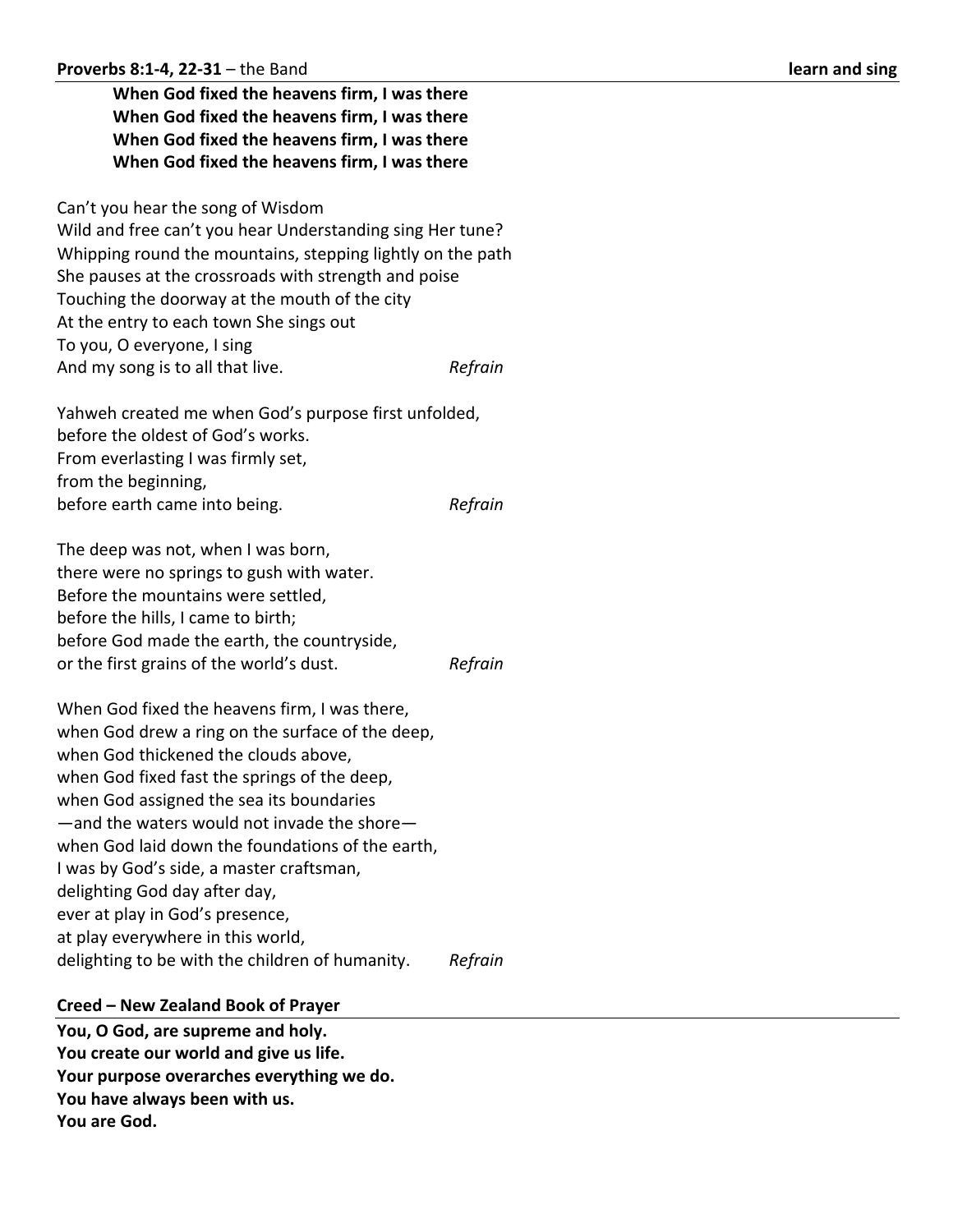**Proverbs 8:1-4, 22-31** – the Band **learn and sing**

**When God fixed the heavens firm, I was there**
**When God fixed the heavens firm, I was there**
**When God fixed the heavens firm, I was there**
**When God fixed the heavens firm, I was there**

Can't you hear the song of Wisdom
Wild and free can't you hear Understanding sing Her tune?
Whipping round the mountains, stepping lightly on the path
She pauses at the crossroads with strength and poise
Touching the doorway at the mouth of the city
At the entry to each town She sings out
To you, O everyone, I sing
And my song is to all that live. *Refrain*

Yahweh created me when God's purpose first unfolded,
before the oldest of God's works.
From everlasting I was firmly set,
from the beginning,
before earth came into being. *Refrain*

The deep was not, when I was born,
there were no springs to gush with water.
Before the mountains were settled,
before the hills, I came to birth;
before God made the earth, the countryside,
or the first grains of the world's dust. *Refrain*

When God fixed the heavens firm, I was there,
when God drew a ring on the surface of the deep,
when God thickened the clouds above,
when God fixed fast the springs of the deep,
when God assigned the sea its boundaries
—and the waters would not invade the shore—
when God laid down the foundations of the earth,
I was by God's side, a master craftsman,
delighting God day after day,
ever at play in God's presence,
at play everywhere in this world,
delighting to be with the children of humanity. *Refrain*

**Creed – New Zealand Book of Prayer**

**You, O God, are supreme and holy.**
**You create our world and give us life.**
**Your purpose overarches everything we do.**
**You have always been with us.**
**You are God.**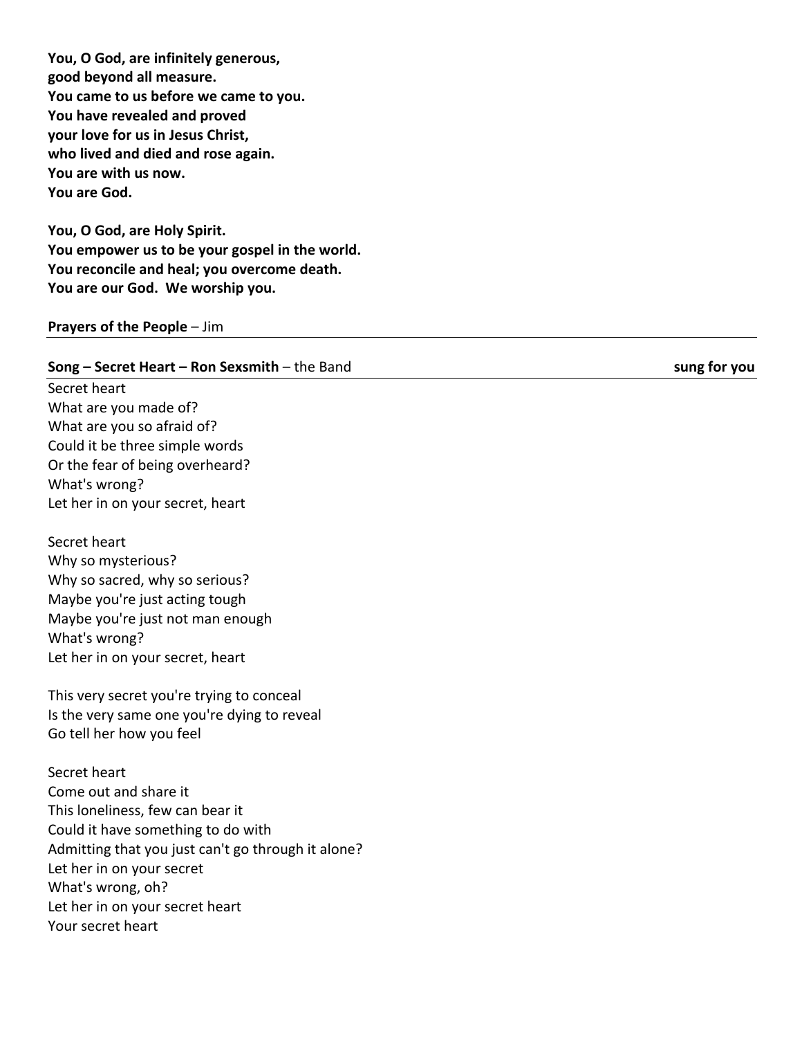**You, O God, are infinitely generous,**
**good beyond all measure.**
**You came to us before we came to you.**
**You have revealed and proved**
**your love for us in Jesus Christ,**
**who lived and died and rose again.**
**You are with us now.**
**You are God.**

**You, O God, are Holy Spirit.**
**You empower us to be your gospel in the world.**
**You reconcile and heal; you overcome death.**
**You are our God. We worship you.**

**Prayers of the People** – Jim

---

**Song – Secret Heart – Ron Sexsmith** – the Band **sung for you**

---

Secret heart
What are you made of?
What are you so afraid of?
Could it be three simple words
Or the fear of being overheard?
What's wrong?
Let her in on your secret, heart

Secret heart
Why so mysterious?
Why so sacred, why so serious?
Maybe you're just acting tough
Maybe you're just not man enough
What's wrong?
Let her in on your secret, heart

This very secret you're trying to conceal
Is the very same one you're dying to reveal
Go tell her how you feel

Secret heart
Come out and share it
This loneliness, few can bear it
Could it have something to do with
Admitting that you just can't go through it alone?
Let her in on your secret
What's wrong, oh?
Let her in on your secret heart
Your secret heart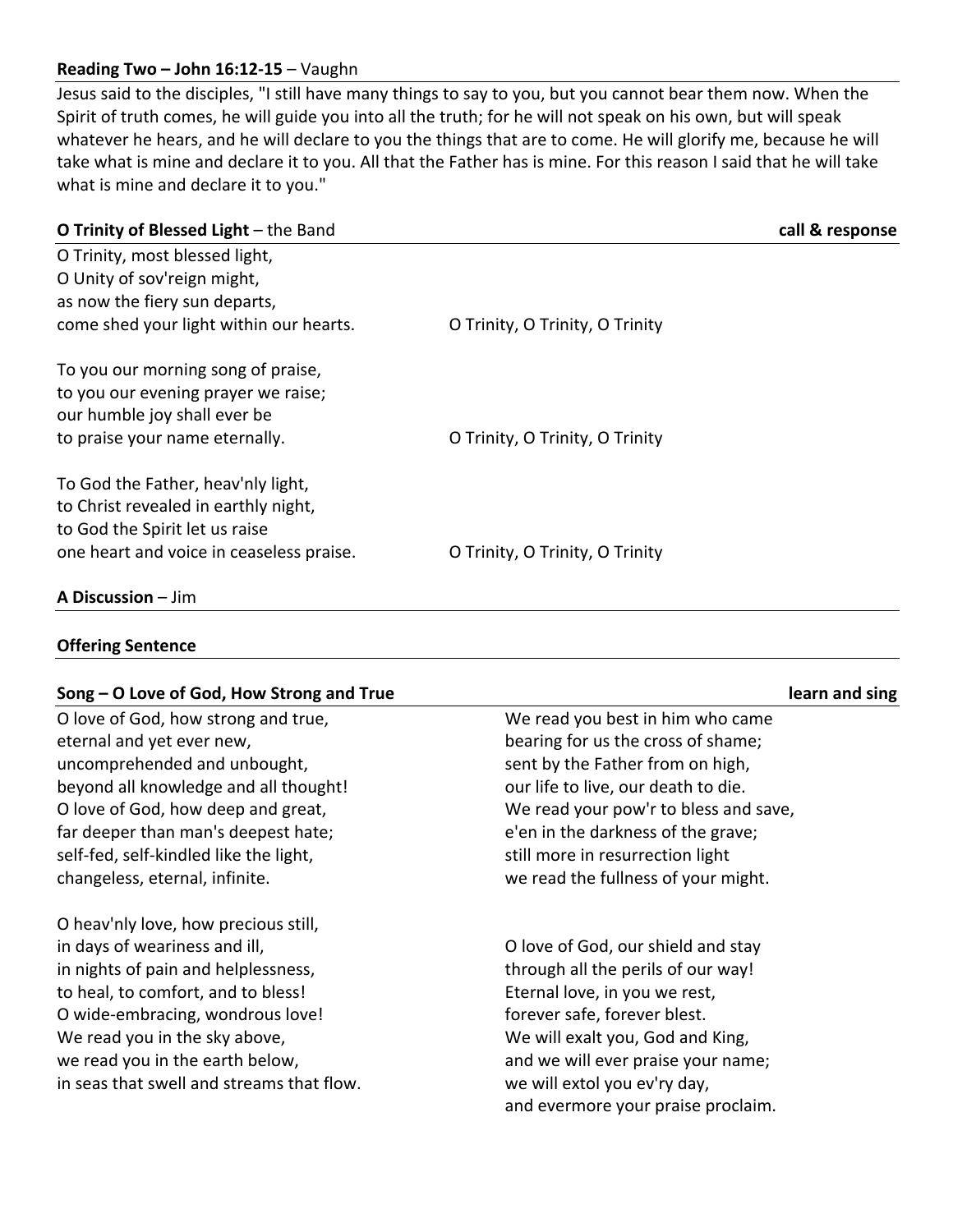**Reading Two – John 16:12-15** – Vaughn

Jesus said to the disciples, "I still have many things to say to you, but you cannot bear them now. When the Spirit of truth comes, he will guide you into all the truth; for he will not speak on his own, but will speak whatever he hears, and he will declare to you the things that are to come. He will glorify me, because he will take what is mine and declare it to you. All that the Father has is mine. For this reason I said that he will take what is mine and declare it to you."

**O Trinity of Blessed Light** – the Band **call & response**

O Trinity, most blessed light,
O Unity of sov'reign might,
as now the fiery sun departs,
come shed your light within our hearts. O Trinity, O Trinity, O Trinity

To you our morning song of praise,
to you our evening prayer we raise;
our humble joy shall ever be
to praise your name eternally. O Trinity, O Trinity, O Trinity

To God the Father, heav'nly light,
to Christ revealed in earthly night,
to God the Spirit let us raise
one heart and voice in ceaseless praise. O Trinity, O Trinity, O Trinity

**A Discussion** – Jim

**Offering Sentence**

**Song – O Love of God, How Strong and True** **learn and sing**

O love of God, how strong and true,
eternal and yet ever new,
uncomprehended and unbought,
beyond all knowledge and all thought!
O love of God, how deep and great,
far deeper than man's deepest hate;
self-fed, self-kindled like the light,
changeless, eternal, infinite.

O heav'nly love, how precious still,
in days of weariness and ill,
in nights of pain and helplessness,
to heal, to comfort, and to bless!
O wide-embracing, wondrous love!
We read you in the sky above,
we read you in the earth below,
in seas that swell and streams that flow.

We read you best in him who came
bearing for us the cross of shame;
sent by the Father from on high,
our life to live, our death to die.
We read your pow'r to bless and save,
e'en in the darkness of the grave;
still more in resurrection light
we read the fullness of your might.

O love of God, our shield and stay
through all the perils of our way!
Eternal love, in you we rest,
forever safe, forever blest.
We will exalt you, God and King,
and we will ever praise your name;
we will extol you ev'ry day,
and evermore your praise proclaim.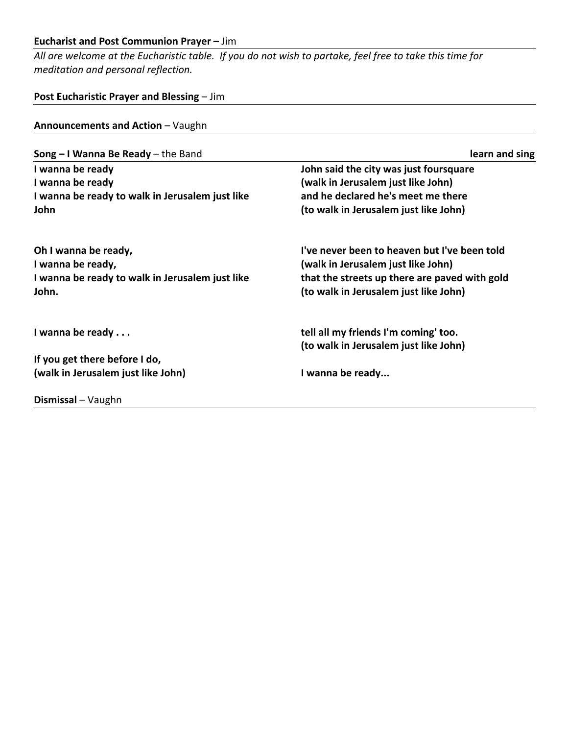**Eucharist and Post Communion Prayer –** Jim

*All are welcome at the Eucharistic table. If you do not wish to partake, feel free to take this time for meditation and personal reflection.*

**Post Eucharistic Prayer and Blessing** – Jim

**Announcements and Action** – Vaughn

**Song – I Wanna Be Ready** – the Band **learn and sing**

**I wanna be ready**
**I wanna be ready**
**I wanna be ready to walk in Jerusalem just like John**

**Oh I wanna be ready,**
**I wanna be ready,**
**I wanna be ready to walk in Jerusalem just like John.**

**I wanna be ready . . .**

**If you get there before I do,**
**(walk in Jerusalem just like John)**

**John said the city was just foursquare**
**(walk in Jerusalem just like John)**
**and he declared he's meet me there**
**(to walk in Jerusalem just like John)**

**I've never been to heaven but I've been told**
**(walk in Jerusalem just like John)**
**that the streets up there are paved with gold**
**(to walk in Jerusalem just like John)**

**tell all my friends I'm coming' too.**
**(to walk in Jerusalem just like John)**

**I wanna be ready...**

**Dismissal** – Vaughn